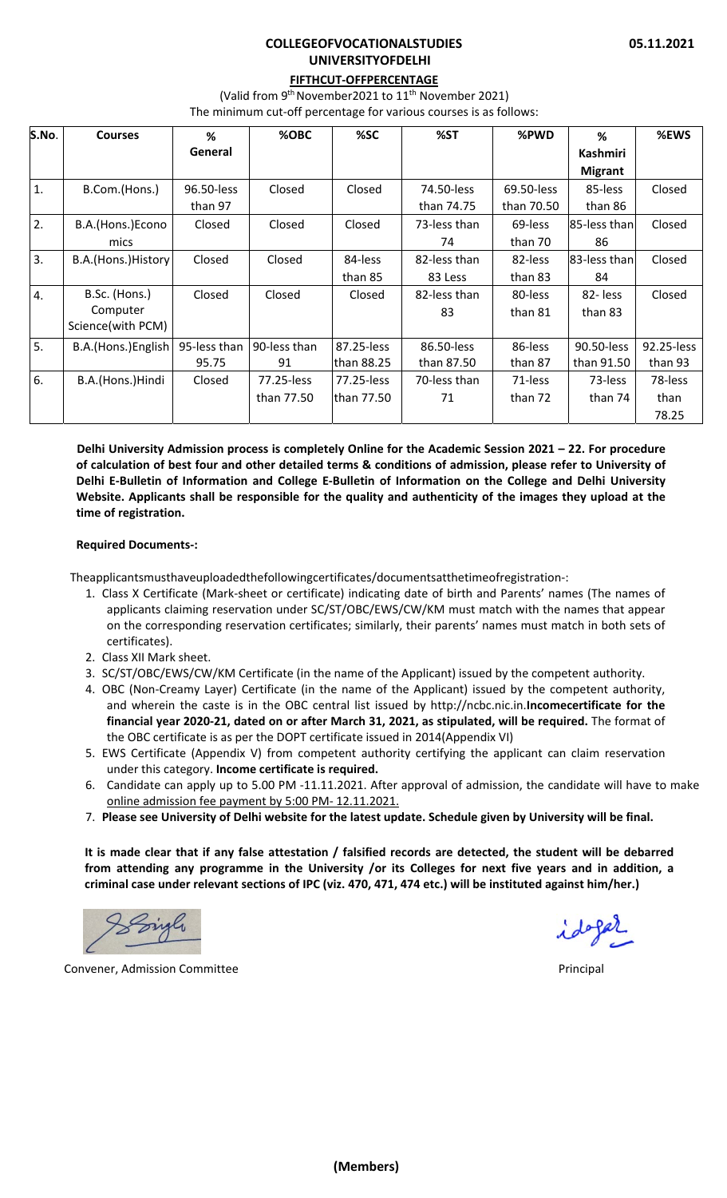**COLLEGEOFVOCATIONALSTUDIES**

**UNIVERSITYOFDELHI**

**05.11.2021**

**FIFTHCUT-OFFPERCENTAGE**

(Valid from 9th November2021 to 11th November 2021)

The minimum cut-off percentage for various courses is as follows:

| S.No. | Courses | % General | %OBC | %SC | %ST | %PWD | % Kashmiri Migrant | %EWS |
|---|---|---|---|---|---|---|---|---|
| 1. | B.Com.(Hons.) | 96.50-less than 97 | Closed | Closed | 74.50-less than 74.75 | 69.50-less than 70.50 | 85-less than 86 | Closed |
| 2. | B.A.(Hons.)Economics | Closed | Closed | Closed | 73-less than 74 | 69-less than 70 | 85-less than 86 | Closed |
| 3. | B.A.(Hons.)History | Closed | Closed | 84-less than 85 | 82-less than 83 Less | 82-less than 83 | 83-less than 84 | Closed |
| 4. | B.Sc. (Hons.) Computer Science(with PCM) | Closed | Closed | Closed | 82-less than 83 | 80-less than 81 | 82- less than 83 | Closed |
| 5. | B.A.(Hons.)English | 95-less than 95.75 | 90-less than 91 | 87.25-less than 88.25 | 86.50-less than 87.50 | 86-less than 87 | 90.50-less than 91.50 | 92.25-less than 93 |
| 6. | B.A.(Hons.)Hindi | Closed | 77.25-less than 77.50 | 77.25-less than 77.50 | 70-less than 71 | 71-less than 72 | 73-less than 74 | 78-less than 78.25 |

**Delhi University Admission process is completely Online for the Academic Session 2021 – 22. For procedure of calculation of best four and other detailed terms & conditions of admission, please refer to University of Delhi E-Bulletin of Information and College E-Bulletin of Information on the College and Delhi University Website. Applicants shall be responsible for the quality and authenticity of the images they upload at the time of registration.**

**Required Documents-:**

Theapplicantsmusthaveuploadedthefollowingcertificates/documentsatthetimeofregistration-:

1. Class X Certificate (Mark-sheet or certificate) indicating date of birth and Parents' names (The names of applicants claiming reservation under SC/ST/OBC/EWS/CW/KM must match with the names that appear on the corresponding reservation certificates; similarly, their parents' names must match in both sets of certificates).
2. Class XII Mark sheet.
3. SC/ST/OBC/EWS/CW/KM Certificate (in the name of the Applicant) issued by the competent authority.
4. OBC (Non-Creamy Layer) Certificate (in the name of the Applicant) issued by the competent authority, and wherein the caste is in the OBC central list issued by http://ncbc.nic.in.**Incomecertificate for the financial year 2020-21, dated on or after March 31, 2021, as stipulated, will be required.** The format of the OBC certificate is as per the DOPT certificate issued in 2014(Appendix VI)
5. EWS Certificate (Appendix V) from competent authority certifying the applicant can claim reservation under this category. **Income certificate is required.**
6. Candidate can apply up to 5.00 PM -11.11.2021. After approval of admission, the candidate will have to make online admission fee payment by 5:00 PM- 12.11.2021.
7. **Please see University of Delhi website for the latest update. Schedule given by University will be final.**

**It is made clear that if any false attestation / falsified records are detected, the student will be debarred from attending any programme in the University /or its Colleges for next five years and in addition, a criminal case under relevant sections of IPC (viz. 470, 471, 474 etc.) will be instituted against him/her.)**

Convener, Admission Committee

Principal

**(Members)**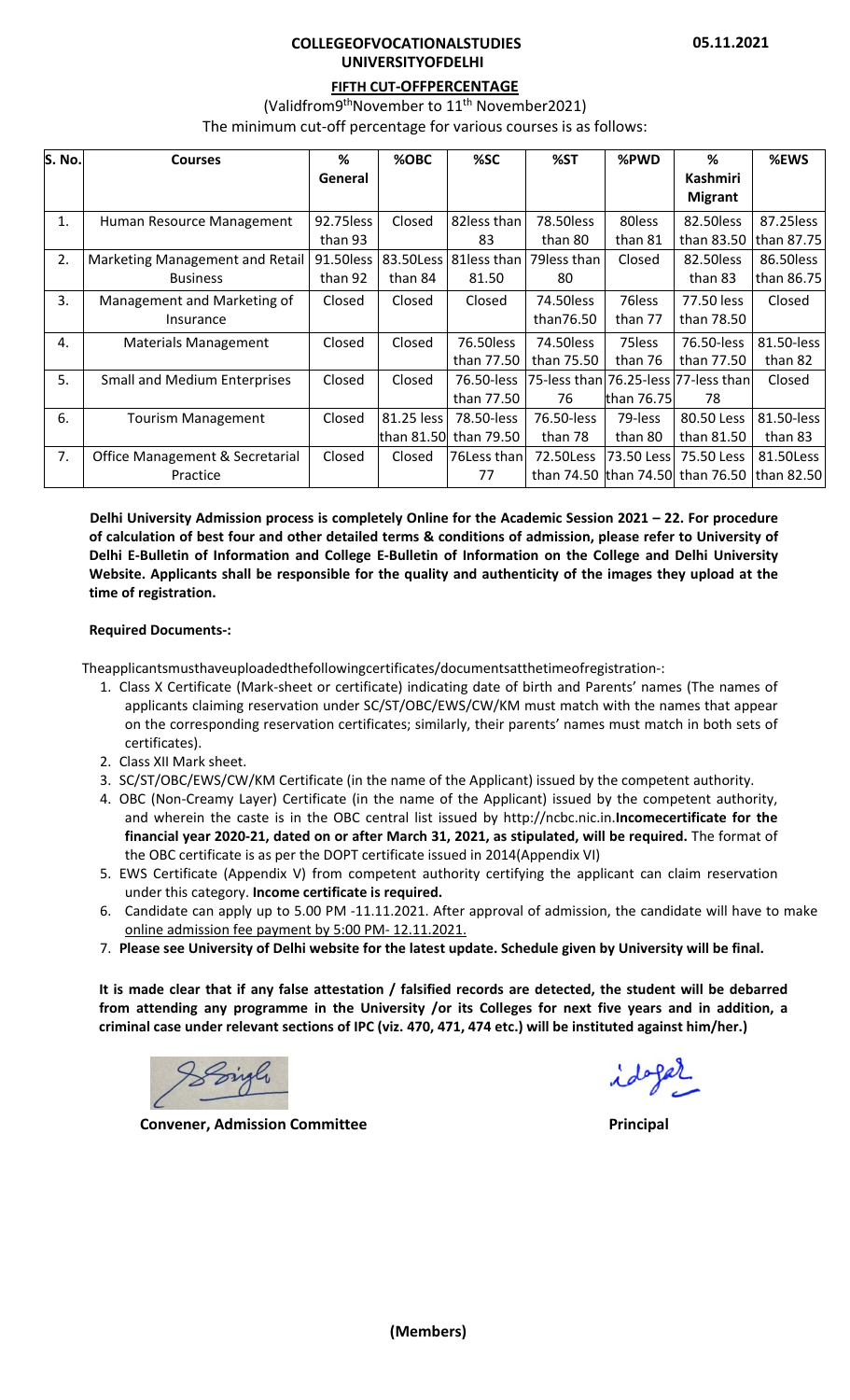**COLLEGEOFVOCATIONALSTUDIES** **05.11.2021**
**UNIVERSITYOFDELHI**

**FIFTH CUT-OFFPERCENTAGE**

(Validfrom9thNovember to 11th November2021)

The minimum cut-off percentage for various courses is as follows:

| S. No. | Courses | % General | %OBC | %SC | %ST | %PWD | % Kashmiri Migrant | %EWS |
|---|---|---|---|---|---|---|---|---|
| 1. | Human Resource Management | 92.75less than 93 | Closed | 82less than 83 | 78.50less than 80 | 80less than 81 | 82.50less than 83.50 | 87.25less than 87.75 |
| 2. | Marketing Management and Retail Business | 91.50less than 92 | 83.50Less than 84 | 81less than 81.50 | 79less than 80 | Closed | 82.50less than 83 | 86.50less than 86.75 |
| 3. | Management and Marketing of Insurance | Closed | Closed | Closed | 74.50less than76.50 | 76less than 77 | 77.50 less than 78.50 | Closed |
| 4. | Materials Management | Closed | Closed | 76.50less than 77.50 | 74.50less than 75.50 | 75less than 76 | 76.50-less than 77.50 | 81.50-less than 82 |
| 5. | Small and Medium Enterprises | Closed | Closed | 76.50-less than 77.50 | 75-less than 76 | 76.25-less than 76.75 | 77-less than 78 | Closed |
| 6. | Tourism Management | Closed | 81.25 less than 81.50 | 78.50-less than 79.50 | 76.50-less than 78 | 79-less than 80 | 80.50 Less than 81.50 | 81.50-less than 83 |
| 7. | Office Management & Secretarial Practice | Closed | Closed | 76Less than 77 | 72.50Less than 74.50 | 73.50 Less than 74.50 | 75.50 Less than 76.50 | 81.50Less than 82.50 |

**Delhi University Admission process is completely Online for the Academic Session 2021 – 22. For procedure of calculation of best four and other detailed terms & conditions of admission, please refer to University of Delhi E-Bulletin of Information and College E-Bulletin of Information on the College and Delhi University Website. Applicants shall be responsible for the quality and authenticity of the images they upload at the time of registration.**

**Required Documents-:**

Theapplicantsmusthaveuploadedthefollowingcertificates/documentsatthetimeofregistration-:

1. Class X Certificate (Mark-sheet or certificate) indicating date of birth and Parents' names (The names of applicants claiming reservation under SC/ST/OBC/EWS/CW/KM must match with the names that appear on the corresponding reservation certificates; similarly, their parents' names must match in both sets of certificates).
2. Class XII Mark sheet.
3. SC/ST/OBC/EWS/CW/KM Certificate (in the name of the Applicant) issued by the competent authority.
4. OBC (Non-Creamy Layer) Certificate (in the name of the Applicant) issued by the competent authority, and wherein the caste is in the OBC central list issued by http://ncbc.nic.in.**Incomecertificate for the financial year 2020-21, dated on or after March 31, 2021, as stipulated, will be required.** The format of the OBC certificate is as per the DOPT certificate issued in 2014(Appendix VI)
5. EWS Certificate (Appendix V) from competent authority certifying the applicant can claim reservation under this category. **Income certificate is required.**
6. Candidate can apply up to 5.00 PM -11.11.2021. After approval of admission, the candidate will have to make online admission fee payment by 5:00 PM- 12.11.2021.
7. **Please see University of Delhi website for the latest update. Schedule given by University will be final.**

**It is made clear that if any false attestation / falsified records are detected, the student will be debarred from attending any programme in the University /or its Colleges for next five years and in addition, a criminal case under relevant sections of IPC (viz. 470, 471, 474 etc.) will be instituted against him/her.)**

**Convener, Admission Committee** **Principal**

**(Members)**